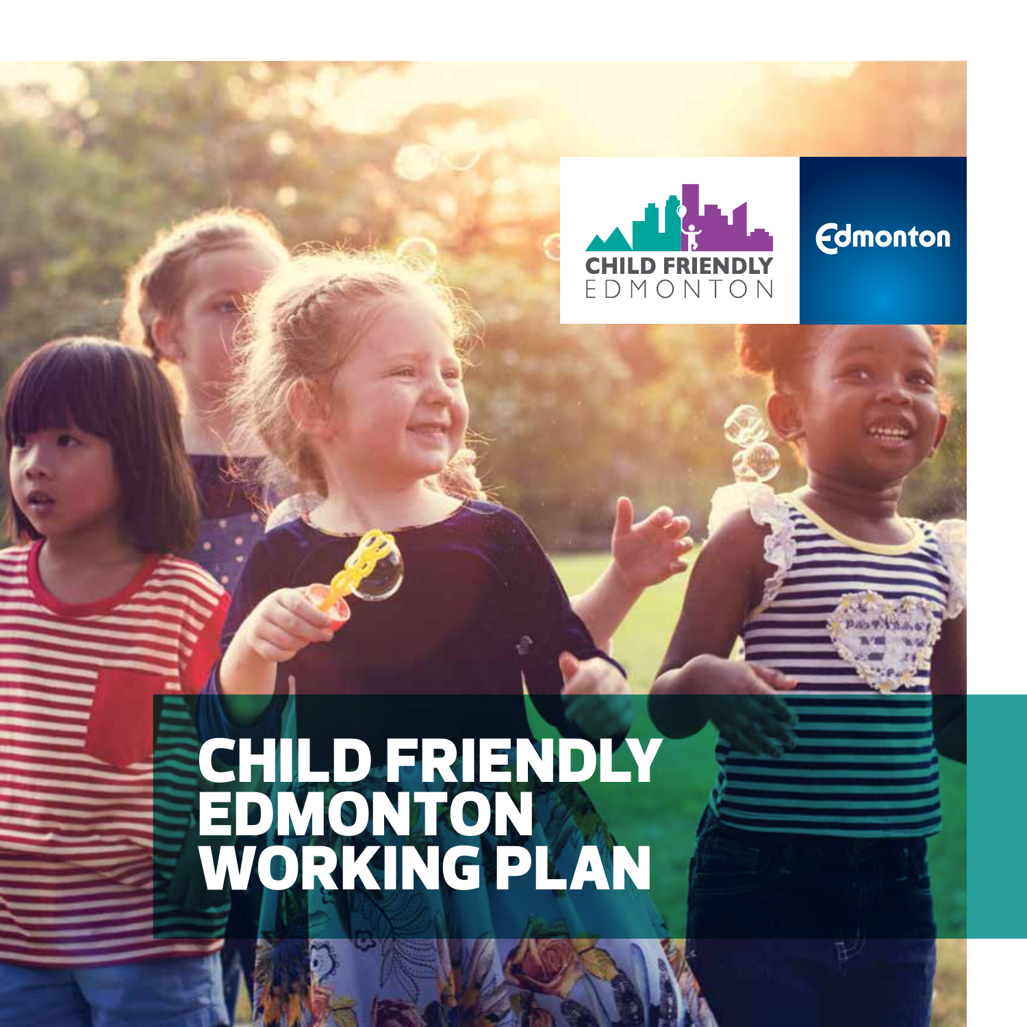CHILD FRIENDLY
EDMONTON

Edmonton

# CHILD FRIENDLY EDMONTON WORKING PLAN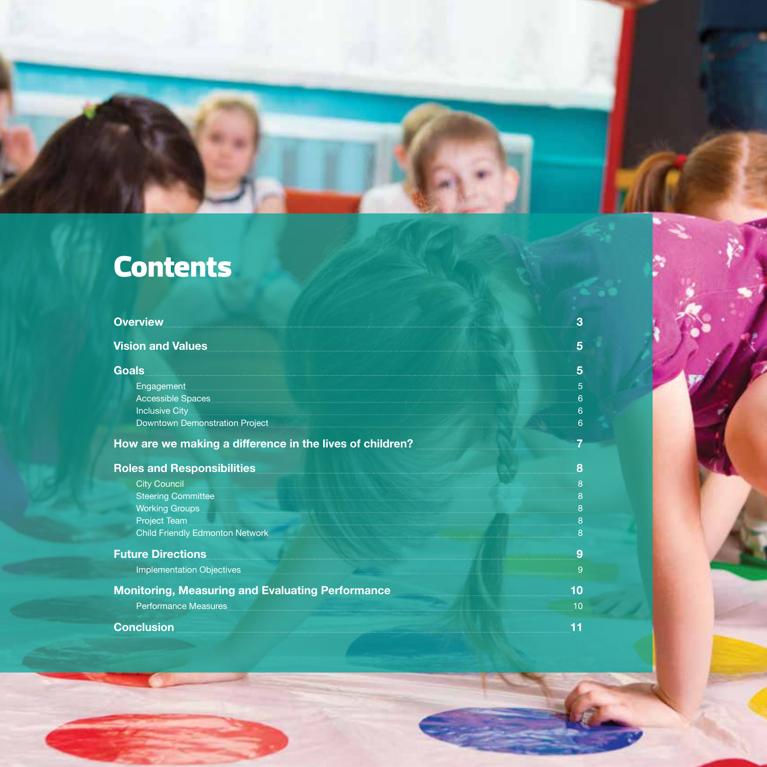# Contents

| | |
|---|---|
| **Overview** | **3** |
| **Vision and Values** | **5** |
| **Goals** | **5** |
| Engagement | 5 |
| Accessible Spaces | 6 |
| Inclusive City | 6 |
| Downtown Demonstration Project | 6 |
| **How are we making a difference in the lives of children?** | **7** |
| **Roles and Responsibilities** | **8** |
| City Council | 8 |
| Steering Committee | 8 |
| Working Groups | 8 |
| Project Team | 8 |
| Child Friendly Edmonton Network | 8 |
| **Future Directions** | **9** |
| Implementation Objectives | 9 |
| **Monitoring, Measuring and Evaluating Performance** | **10** |
| Performance Measures | 10 |
| **Conclusion** | **11** |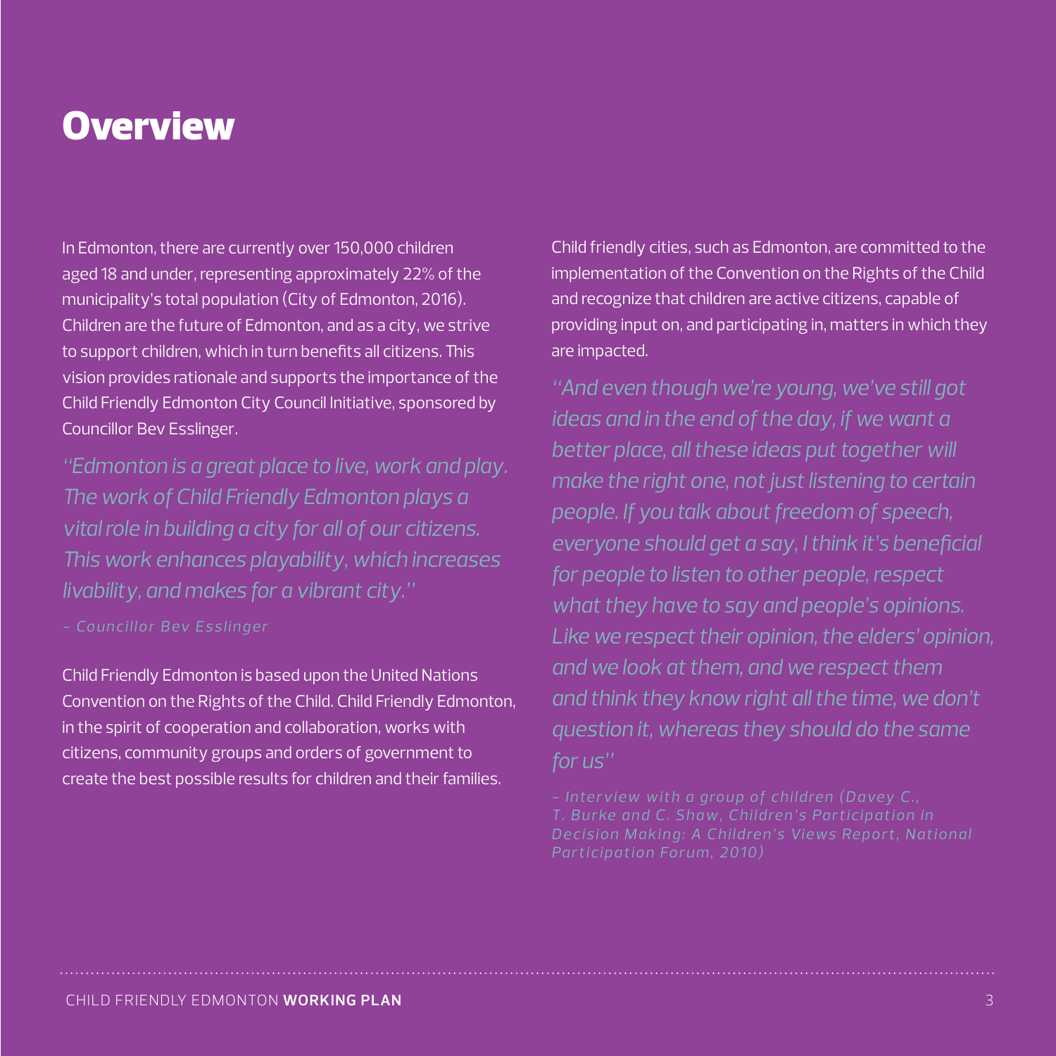# Overview

In Edmonton, there are currently over 150,000 children aged 18 and under, representing approximately 22% of the municipality's total population (City of Edmonton, 2016). Children are the future of Edmonton, and as a city, we strive to support children, which in turn benefits all citizens. This vision provides rationale and supports the importance of the Child Friendly Edmonton City Council Initiative, sponsored by Councillor Bev Esslinger.

*"Edmonton is a great place to live, work and play. The work of Child Friendly Edmonton plays a vital role in building a city for all of our citizens. This work enhances playability, which increases livability, and makes for a vibrant city."*

*– Councillor Bev Esslinger*

Child Friendly Edmonton is based upon the United Nations Convention on the Rights of the Child. Child Friendly Edmonton, in the spirit of cooperation and collaboration, works with citizens, community groups and orders of government to create the best possible results for children and their families.

Child friendly cities, such as Edmonton, are committed to the implementation of the Convention on the Rights of the Child and recognize that children are active citizens, capable of providing input on, and participating in, matters in which they are impacted.

*"And even though we're young, we've still got ideas and in the end of the day, if we want a better place, all these ideas put together will make the right one, not just listening to certain people. If you talk about freedom of speech, everyone should get a say, I think it's beneficial for people to listen to other people, respect what they have to say and people's opinions. Like we respect their opinion, the elders' opinion, and we look at them, and we respect them and think they know right all the time, we don't question it, whereas they should do the same for us"*

*– Interview with a group of children (Davey C., T. Burke and C. Shaw, Children's Participation in Decision Making: A Children's Views Report, National Participation Forum, 2010)*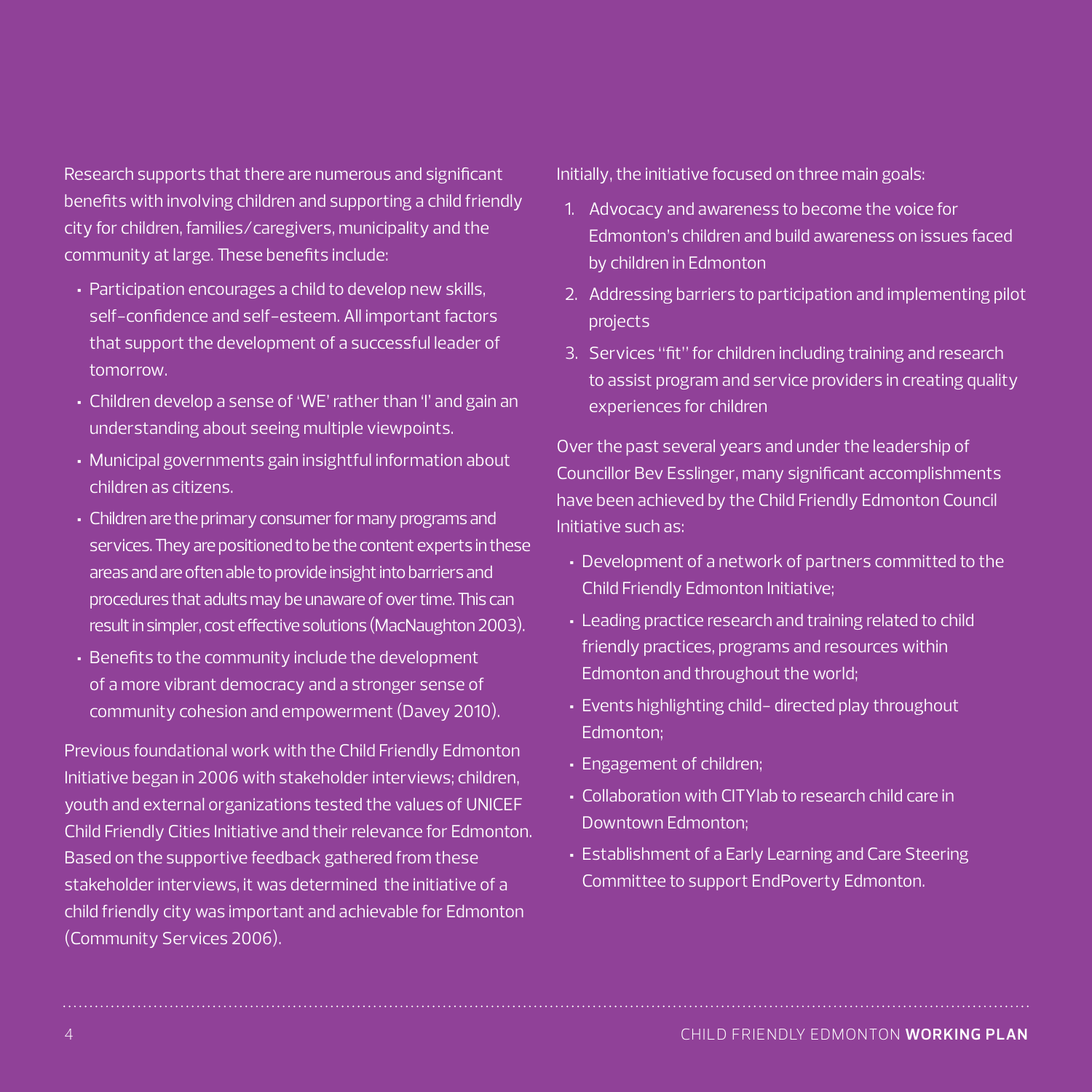Research supports that there are numerous and significant benefits with involving children and supporting a child friendly city for children, families/caregivers, municipality and the community at large. These benefits include:

- Participation encourages a child to develop new skills, self-confidence and self-esteem. All important factors that support the development of a successful leader of tomorrow.
- Children develop a sense of 'WE' rather than 'I' and gain an understanding about seeing multiple viewpoints.
- Municipal governments gain insightful information about children as citizens.
- Children are the primary consumer for many programs and services. They are positioned to be the content experts in these areas and are often able to provide insight into barriers and procedures that adults may be unaware of over time. This can result in simpler, cost effective solutions (MacNaughton 2003).
- Benefits to the community include the development of a more vibrant democracy and a stronger sense of community cohesion and empowerment (Davey 2010).

Previous foundational work with the Child Friendly Edmonton Initiative began in 2006 with stakeholder interviews; children, youth and external organizations tested the values of UNICEF Child Friendly Cities Initiative and their relevance for Edmonton. Based on the supportive feedback gathered from these stakeholder interviews, it was determined the initiative of a child friendly city was important and achievable for Edmonton (Community Services 2006).

Initially, the initiative focused on three main goals:

1. Advocacy and awareness to become the voice for Edmonton's children and build awareness on issues faced by children in Edmonton
2. Addressing barriers to participation and implementing pilot projects
3. Services "fit" for children including training and research to assist program and service providers in creating quality experiences for children

Over the past several years and under the leadership of Councillor Bev Esslinger, many significant accomplishments have been achieved by the Child Friendly Edmonton Council Initiative such as:

- Development of a network of partners committed to the Child Friendly Edmonton Initiative;
- Leading practice research and training related to child friendly practices, programs and resources within Edmonton and throughout the world;
- Events highlighting child- directed play throughout Edmonton;
- Engagement of children;
- Collaboration with CITYlab to research child care in Downtown Edmonton;
- Establishment of a Early Learning and Care Steering Committee to support EndPoverty Edmonton.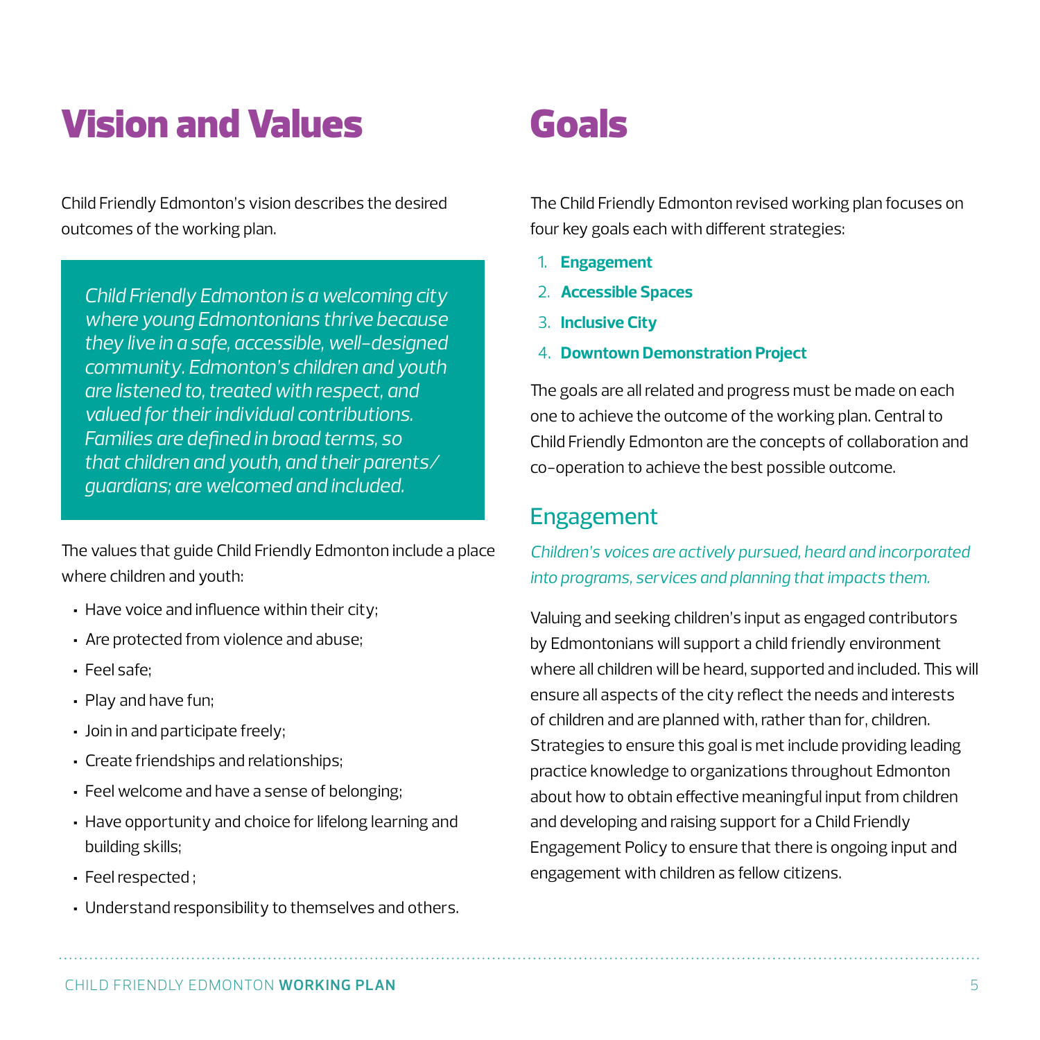# Vision and Values

Child Friendly Edmonton's vision describes the desired outcomes of the working plan.

*Child Friendly Edmonton is a welcoming city where young Edmontonians thrive because they live in a safe, accessible, well-designed community. Edmonton's children and youth are listened to, treated with respect, and valued for their individual contributions. Families are defined in broad terms, so that children and youth, and their parents/ guardians; are welcomed and included.*

The values that guide Child Friendly Edmonton include a place where children and youth:

- Have voice and influence within their city;
- Are protected from violence and abuse;
- Feel safe;
- Play and have fun;
- Join in and participate freely;
- Create friendships and relationships;
- Feel welcome and have a sense of belonging;
- Have opportunity and choice for lifelong learning and building skills;
- Feel respected ;
- Understand responsibility to themselves and others.

# Goals

The Child Friendly Edmonton revised working plan focuses on four key goals each with different strategies:

1. **Engagement**
2. **Accessible Spaces**
3. **Inclusive City**
4. **Downtown Demonstration Project**

The goals are all related and progress must be made on each one to achieve the outcome of the working plan. Central to Child Friendly Edmonton are the concepts of collaboration and co-operation to achieve the best possible outcome.

## Engagement

*Children's voices are actively pursued, heard and incorporated into programs, services and planning that impacts them.*

Valuing and seeking children's input as engaged contributors by Edmontonians will support a child friendly environment where all children will be heard, supported and included. This will ensure all aspects of the city reflect the needs and interests of children and are planned with, rather than for, children. Strategies to ensure this goal is met include providing leading practice knowledge to organizations throughout Edmonton about how to obtain effective meaningful input from children and developing and raising support for a Child Friendly Engagement Policy to ensure that there is ongoing input and engagement with children as fellow citizens.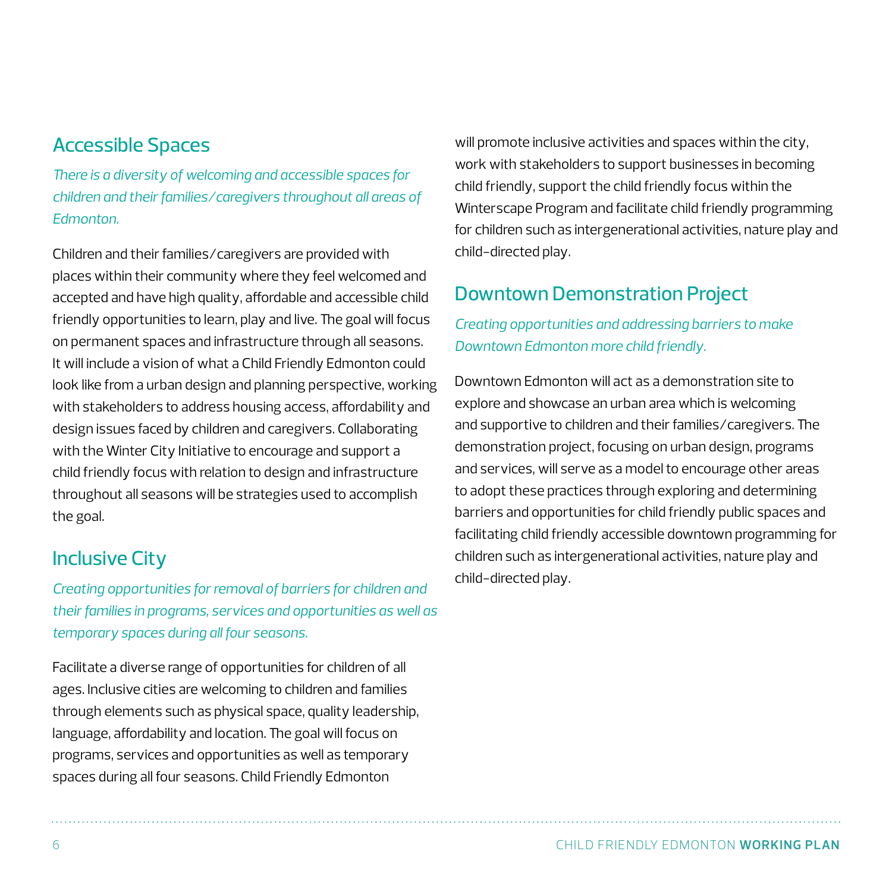## Accessible Spaces

*There is a diversity of welcoming and accessible spaces for children and their families/caregivers throughout all areas of Edmonton.*

Children and their families/caregivers are provided with places within their community where they feel welcomed and accepted and have high quality, affordable and accessible child friendly opportunities to learn, play and live. The goal will focus on permanent spaces and infrastructure through all seasons. It will include a vision of what a Child Friendly Edmonton could look like from a urban design and planning perspective, working with stakeholders to address housing access, affordability and design issues faced by children and caregivers. Collaborating with the Winter City Initiative to encourage and support a child friendly focus with relation to design and infrastructure throughout all seasons will be strategies used to accomplish the goal.

## Inclusive City

*Creating opportunities for removal of barriers for children and their families in programs, services and opportunities as well as temporary spaces during all four seasons.*

Facilitate a diverse range of opportunities for children of all ages. Inclusive cities are welcoming to children and families through elements such as physical space, quality leadership, language, affordability and location. The goal will focus on programs, services and opportunities as well as temporary spaces during all four seasons. Child Friendly Edmonton will promote inclusive activities and spaces within the city, work with stakeholders to support businesses in becoming child friendly, support the child friendly focus within the Winterscape Program and facilitate child friendly programming for children such as intergenerational activities, nature play and child-directed play.

## Downtown Demonstration Project

*Creating opportunities and addressing barriers to make Downtown Edmonton more child friendly.*

Downtown Edmonton will act as a demonstration site to explore and showcase an urban area which is welcoming and supportive to children and their families/caregivers. The demonstration project, focusing on urban design, programs and services, will serve as a model to encourage other areas to adopt these practices through exploring and determining barriers and opportunities for child friendly public spaces and facilitating child friendly accessible downtown programming for children such as intergenerational activities, nature play and child-directed play.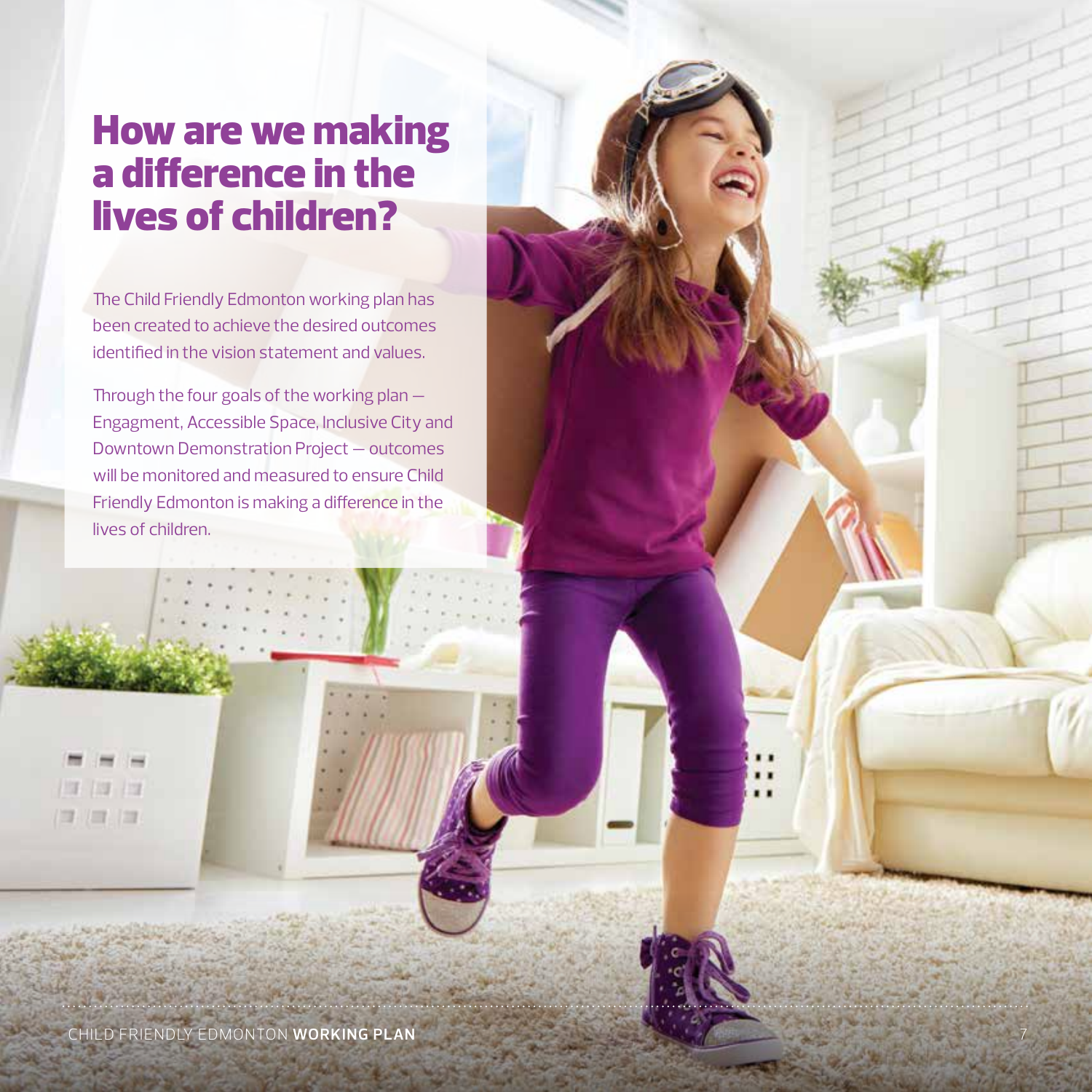# How are we making a difference in the lives of children?

The Child Friendly Edmonton working plan has been created to achieve the desired outcomes identified in the vision statement and values.

Through the four goals of the working plan — Engagment, Accessible Space, Inclusive City and Downtown Demonstration Project — outcomes will be monitored and measured to ensure Child Friendly Edmonton is making a difference in the lives of children.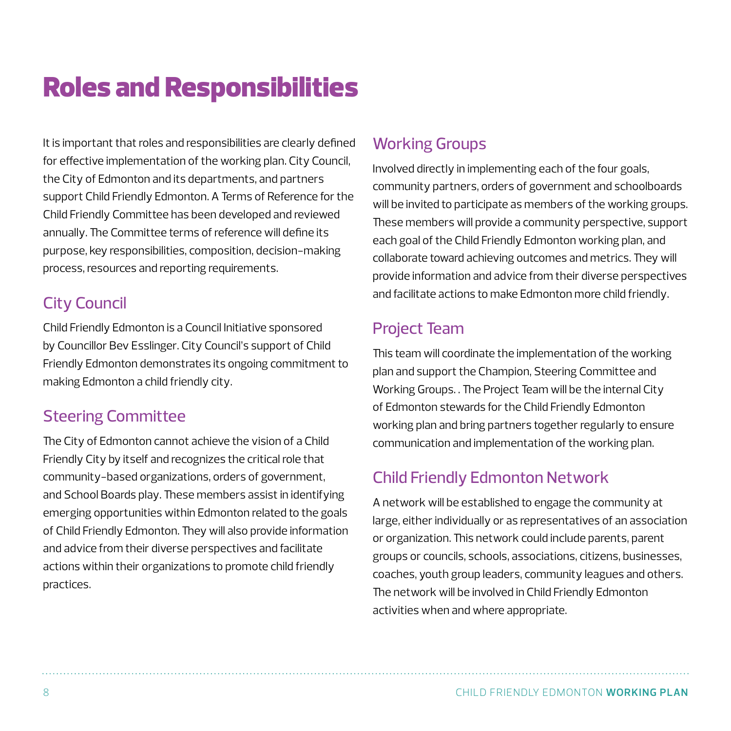# Roles and Responsibilities

It is important that roles and responsibilities are clearly defined for effective implementation of the working plan. City Council, the City of Edmonton and its departments, and partners support Child Friendly Edmonton. A Terms of Reference for the Child Friendly Committee has been developed and reviewed annually. The Committee terms of reference will define its purpose, key responsibilities, composition, decision-making process, resources and reporting requirements.

## City Council

Child Friendly Edmonton is a Council Initiative sponsored by Councillor Bev Esslinger. City Council's support of Child Friendly Edmonton demonstrates its ongoing commitment to making Edmonton a child friendly city.

## Steering Committee

The City of Edmonton cannot achieve the vision of a Child Friendly City by itself and recognizes the critical role that community-based organizations, orders of government, and School Boards play. These members assist in identifying emerging opportunities within Edmonton related to the goals of Child Friendly Edmonton. They will also provide information and advice from their diverse perspectives and facilitate actions within their organizations to promote child friendly practices.

## Working Groups

Involved directly in implementing each of the four goals, community partners, orders of government and schoolboards will be invited to participate as members of the working groups. These members will provide a community perspective, support each goal of the Child Friendly Edmonton working plan, and collaborate toward achieving outcomes and metrics. They will provide information and advice from their diverse perspectives and facilitate actions to make Edmonton more child friendly.

## Project Team

This team will coordinate the implementation of the working plan and support the Champion, Steering Committee and Working Groups. . The Project Team will be the internal City of Edmonton stewards for the Child Friendly Edmonton working plan and bring partners together regularly to ensure communication and implementation of the working plan.

## Child Friendly Edmonton Network

A network will be established to engage the community at large, either individually or as representatives of an association or organization. This network could include parents, parent groups or councils, schools, associations, citizens, businesses, coaches, youth group leaders, community leagues and others. The network will be involved in Child Friendly Edmonton activities when and where appropriate.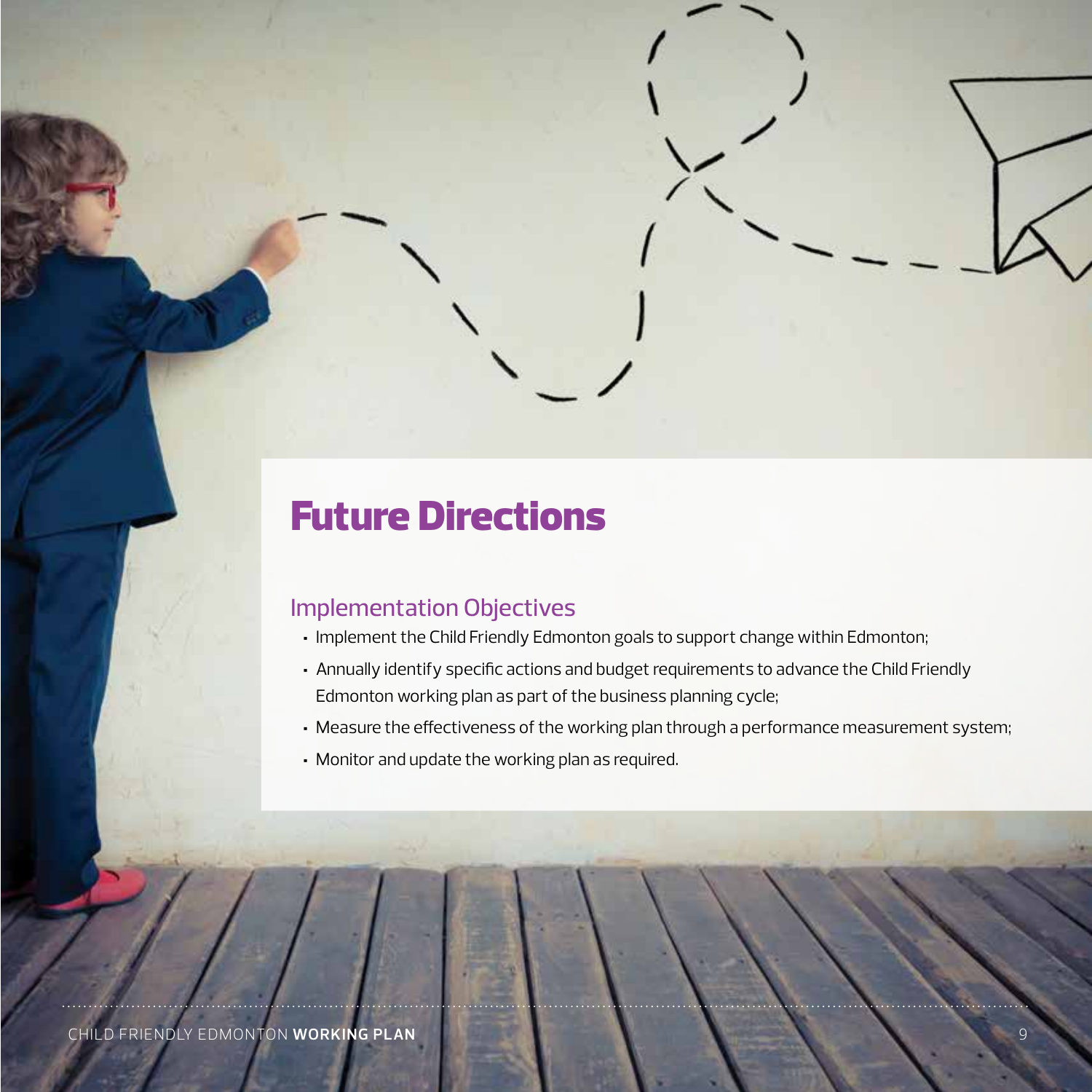# Future Directions

## Implementation Objectives

- Implement the Child Friendly Edmonton goals to support change within Edmonton;
- Annually identify specific actions and budget requirements to advance the Child Friendly Edmonton working plan as part of the business planning cycle;
- Measure the effectiveness of the working plan through a performance measurement system;
- Monitor and update the working plan as required.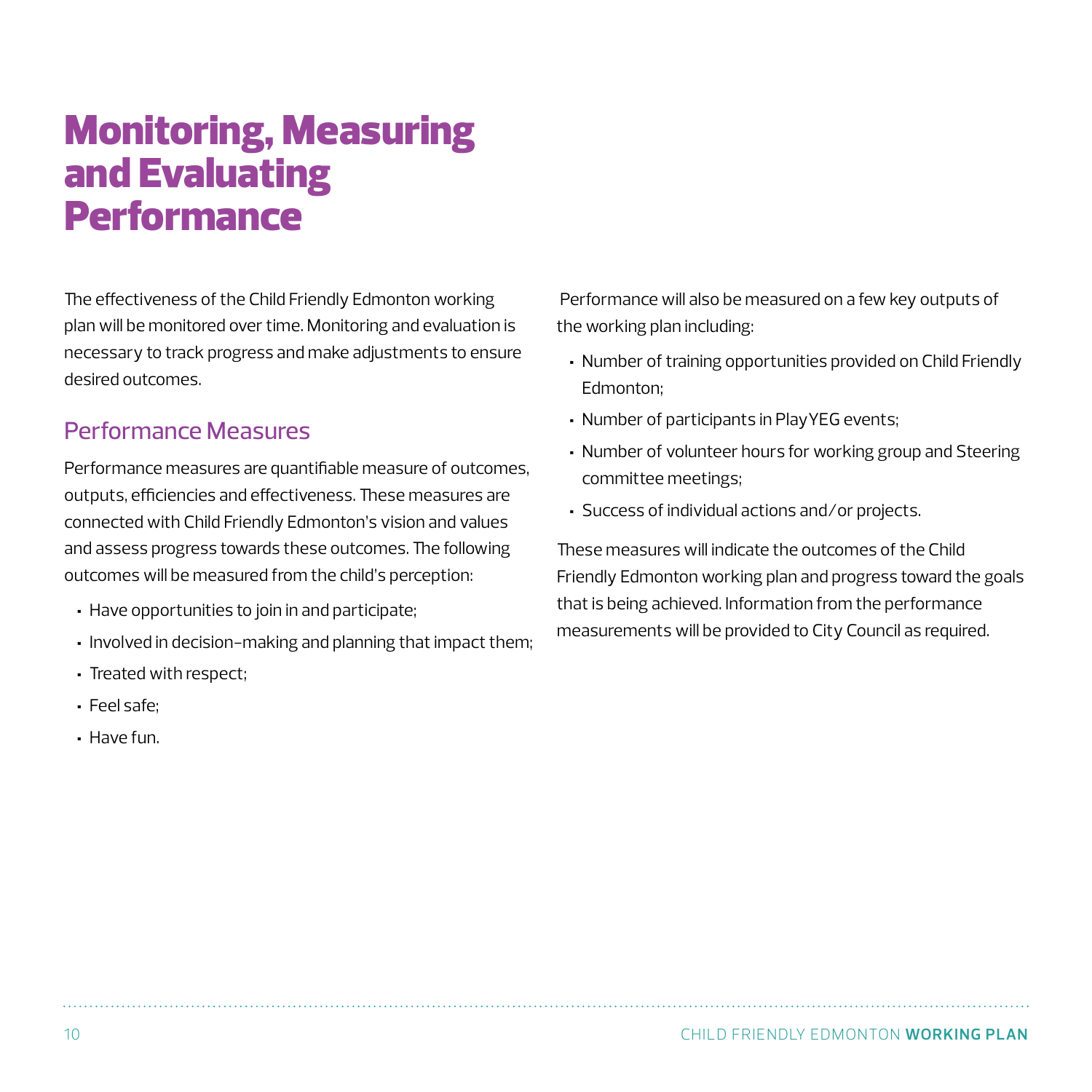# Monitoring, Measuring and Evaluating Performance

The effectiveness of the Child Friendly Edmonton working plan will be monitored over time. Monitoring and evaluation is necessary to track progress and make adjustments to ensure desired outcomes.

## Performance Measures

Performance measures are quantifiable measure of outcomes, outputs, efficiencies and effectiveness. These measures are connected with Child Friendly Edmonton's vision and values and assess progress towards these outcomes. The following outcomes will be measured from the child's perception:

- Have opportunities to join in and participate;
- Involved in decision-making and planning that impact them;
- Treated with respect;
- Feel safe;
- Have fun.

Performance will also be measured on a few key outputs of the working plan including:

- Number of training opportunities provided on Child Friendly Edmonton;
- Number of participants in PlayYEG events;
- Number of volunteer hours for working group and Steering committee meetings;
- Success of individual actions and/or projects.

These measures will indicate the outcomes of the Child Friendly Edmonton working plan and progress toward the goals that is being achieved. Information from the performance measurements will be provided to City Council as required.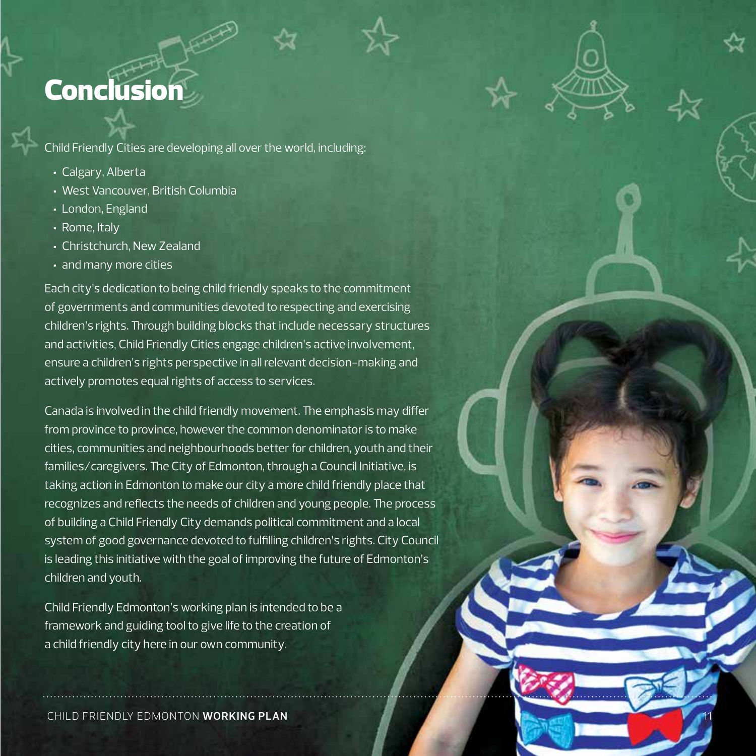# Conclusion

Child Friendly Cities are developing all over the world, including:

- Calgary, Alberta
- West Vancouver, British Columbia
- London, England
- Rome, Italy
- Christchurch, New Zealand
- and many more cities

Each city's dedication to being child friendly speaks to the commitment of governments and communities devoted to respecting and exercising children's rights. Through building blocks that include necessary structures and activities, Child Friendly Cities engage children's active involvement, ensure a children's rights perspective in all relevant decision-making and actively promotes equal rights of access to services.

Canada is involved in the child friendly movement. The emphasis may differ from province to province, however the common denominator is to make cities, communities and neighbourhoods better for children, youth and their families/caregivers. The City of Edmonton, through a Council Initiative, is taking action in Edmonton to make our city a more child friendly place that recognizes and reflects the needs of children and young people. The process of building a Child Friendly City demands political commitment and a local system of good governance devoted to fulfilling children's rights. City Council is leading this initiative with the goal of improving the future of Edmonton's children and youth.

Child Friendly Edmonton's working plan is intended to be a framework and guiding tool to give life to the creation of a child friendly city here in our own community.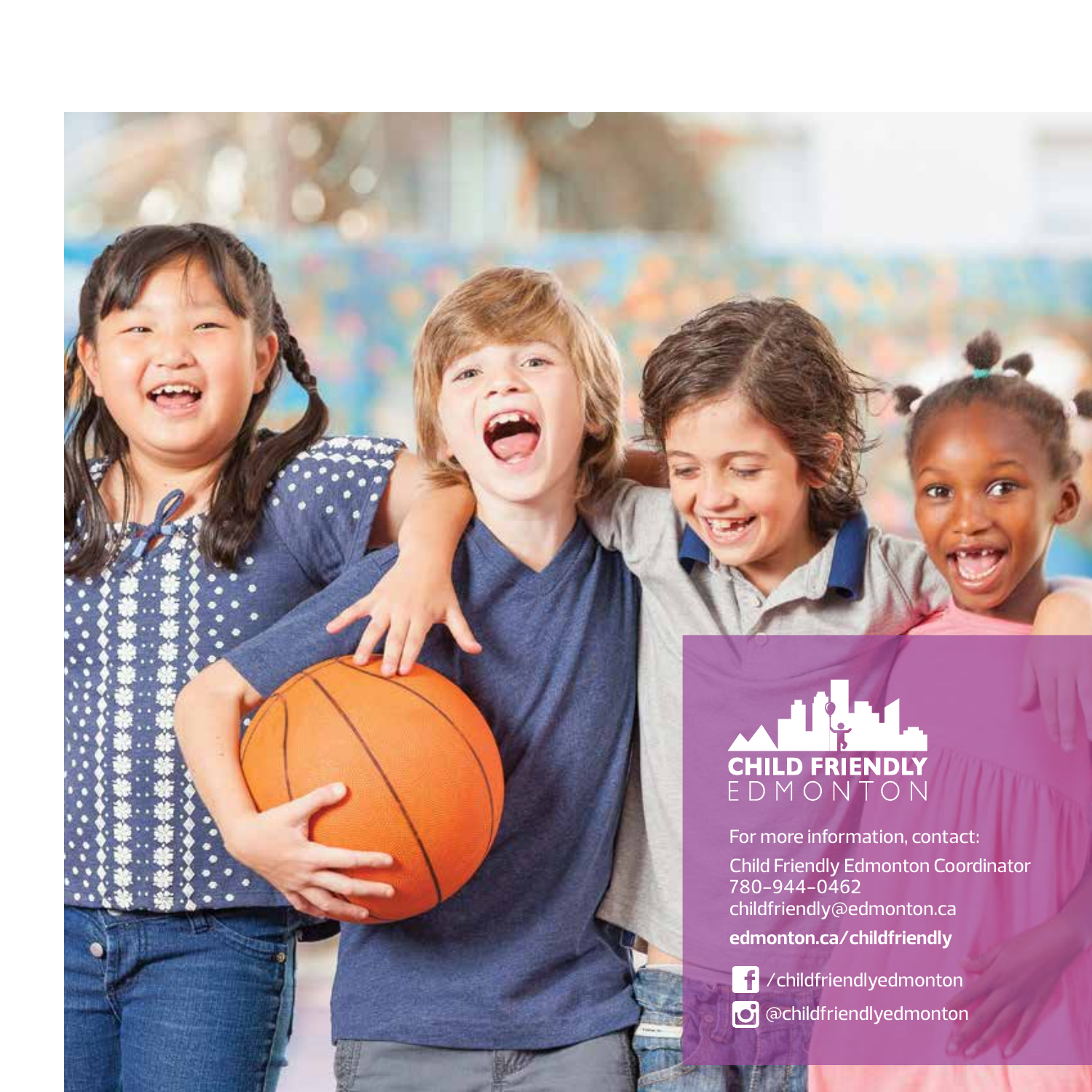CHILD FRIENDLY
EDMONTON

For more information, contact:

Child Friendly Edmonton Coordinator
780-944-0462
childfriendly@edmonton.ca

**edmonton.ca/childfriendly**

/childfriendlyedmonton

@childfriendlyedmonton